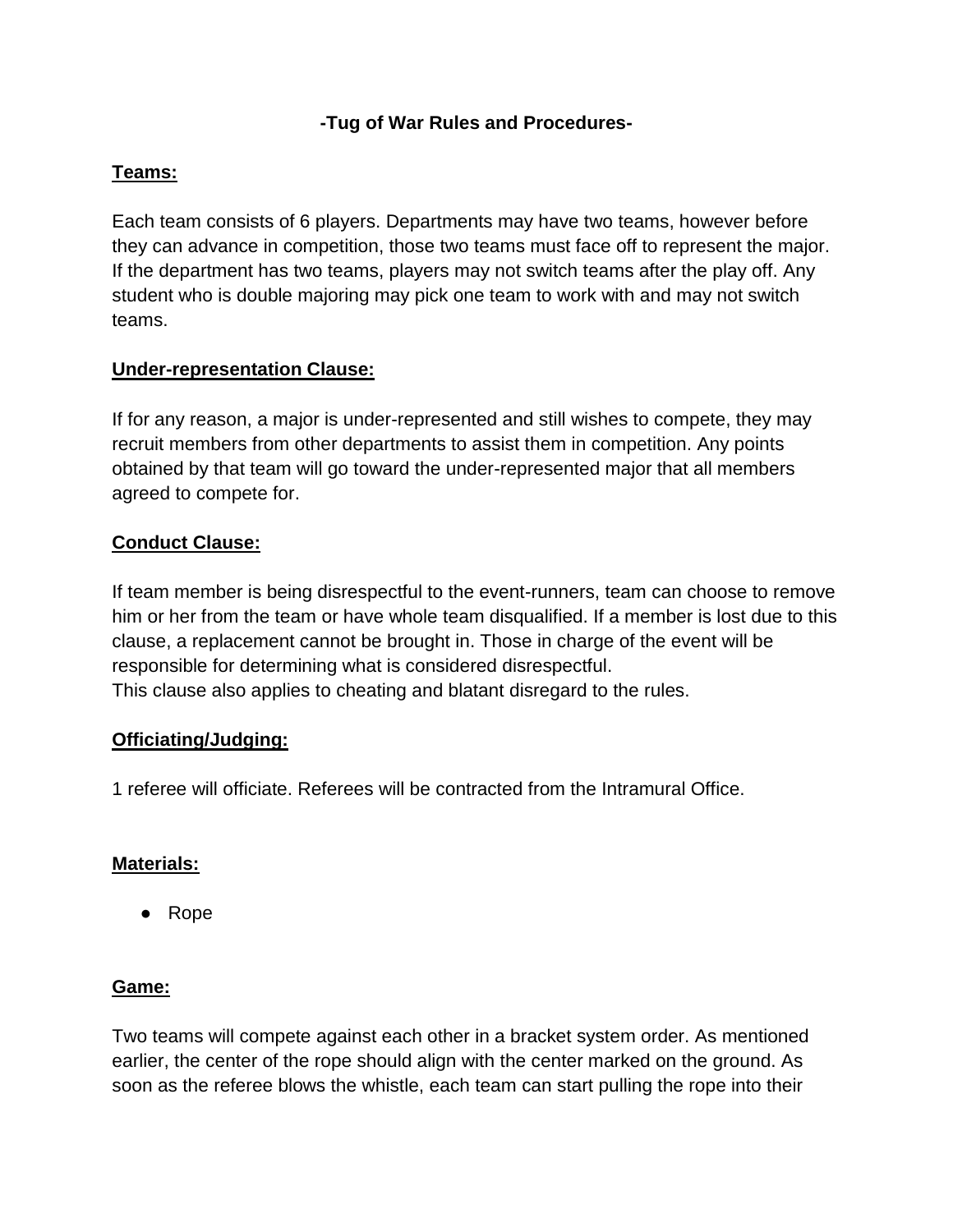# -Tug of War Rules and Procedures-

**Teams:**

Each team consists of 6 players. Departments may have two teams, however before they can advance in competition, those two teams must face off to represent the major. If the department has two teams, players may not switch teams after the play off. Any student who is double majoring may pick one team to work with and may not switch teams.

**Under-representation Clause:**

If for any reason, a major is under-represented and still wishes to compete, they may recruit members from other departments to assist them in competition. Any points obtained by that team will go toward the under-represented major that all members agreed to compete for.

**Conduct Clause:**

If team member is being disrespectful to the event-runners, team can choose to remove him or her from the team or have whole team disqualified. If a member is lost due to this clause, a replacement cannot be brought in. Those in charge of the event will be responsible for determining what is considered disrespectful.
This clause also applies to cheating and blatant disregard to the rules.

**Officiating/Judging:**

1 referee will officiate. Referees will be contracted from the Intramural Office.

**Materials:**

- Rope

**Game:**

Two teams will compete against each other in a bracket system order. As mentioned earlier, the center of the rope should align with the center marked on the ground. As soon as the referee blows the whistle, each team can start pulling the rope into their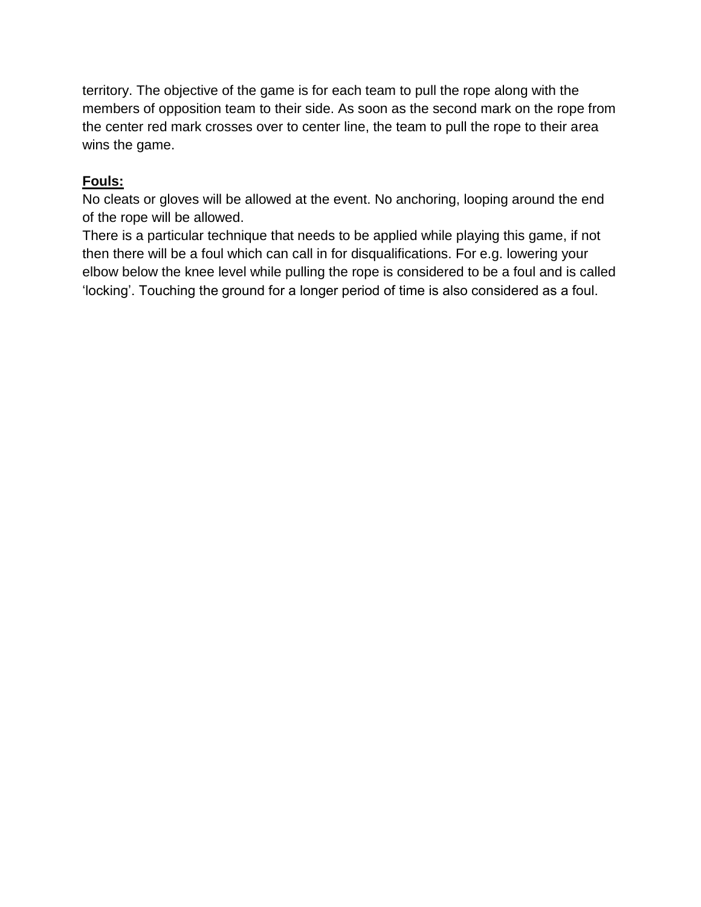territory. The objective of the game is for each team to pull the rope along with the members of opposition team to their side. As soon as the second mark on the rope from the center red mark crosses over to center line, the team to pull the rope to their area wins the game.

**Fouls:**

No cleats or gloves will be allowed at the event. No anchoring, looping around the end of the rope will be allowed.

There is a particular technique that needs to be applied while playing this game, if not then there will be a foul which can call in for disqualifications. For e.g. lowering your elbow below the knee level while pulling the rope is considered to be a foul and is called 'locking'. Touching the ground for a longer period of time is also considered as a foul.